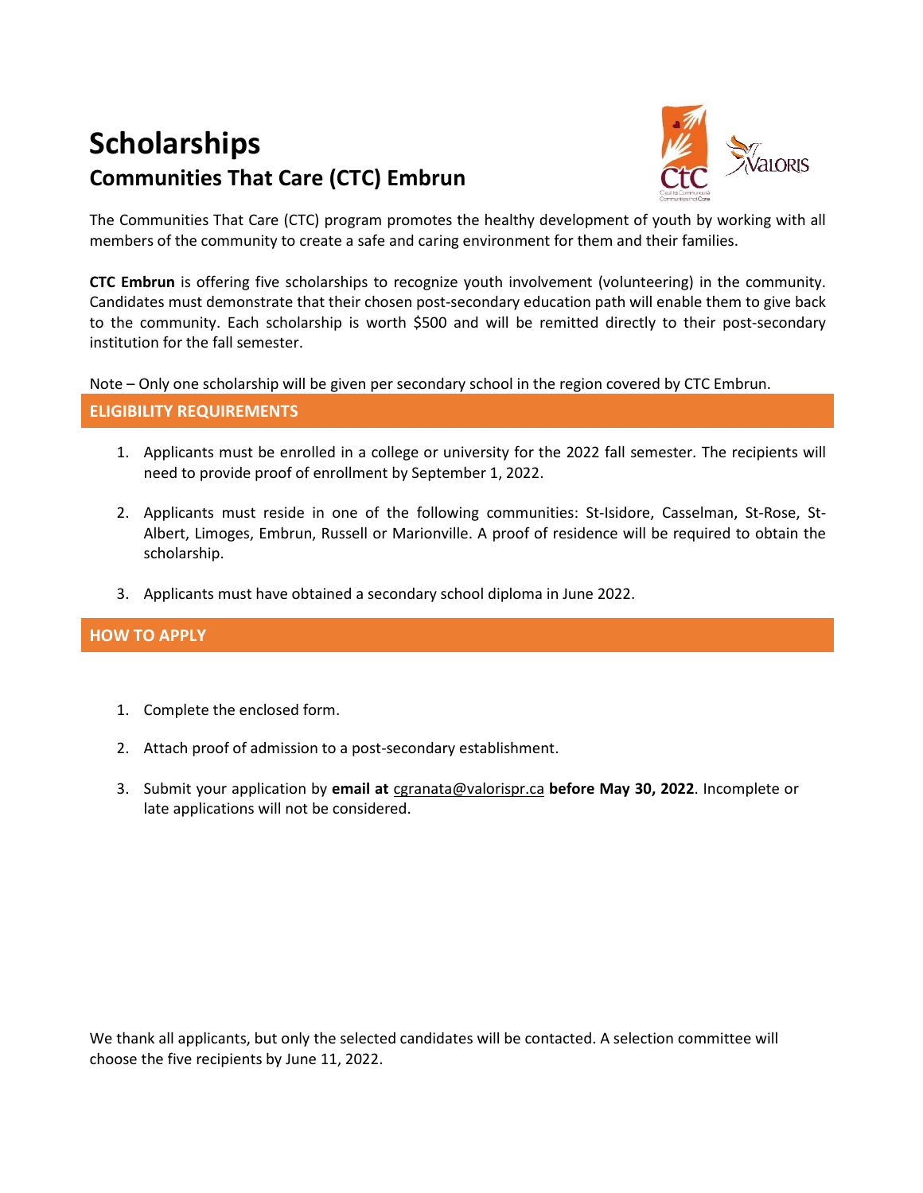# Scholarships

## Communities That Care (CTC) Embrun

The Communities That Care (CTC) program promotes the healthy development of youth by working with all members of the community to create a safe and caring environment for them and their families.

**CTC Embrun** is offering five scholarships to recognize youth involvement (volunteering) in the community. Candidates must demonstrate that their chosen post-secondary education path will enable them to give back to the community. Each scholarship is worth $500 and will be remitted directly to their post-secondary institution for the fall semester.

Note – Only one scholarship will be given per secondary school in the region covered by CTC Embrun.

### ELIGIBILITY REQUIREMENTS

1. Applicants must be enrolled in a college or university for the 2022 fall semester. The recipients will need to provide proof of enrollment by September 1, 2022.
2. Applicants must reside in one of the following communities: St-Isidore, Casselman, St-Rose, St-Albert, Limoges, Embrun, Russell or Marionville. A proof of residence will be required to obtain the scholarship.
3. Applicants must have obtained a secondary school diploma in June 2022.

### HOW TO APPLY

1. Complete the enclosed form.
2. Attach proof of admission to a post-secondary establishment.
3. Submit your application by **email at** cgranata@valorispr.ca **before May 30, 2022**. Incomplete or late applications will not be considered.

We thank all applicants, but only the selected candidates will be contacted. A selection committee will choose the five recipients by June 11, 2022.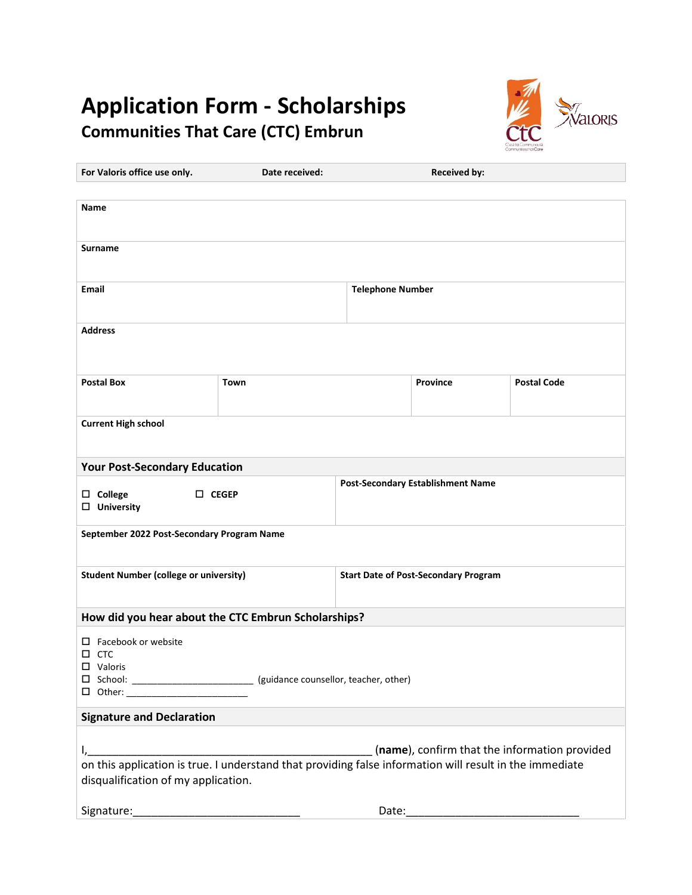# Application Form - Scholarships

## Communities That Care (CTC) Embrun

| For Valoris office use only. | Date received: | Received by: |
|---|---|---|

| **Name** | | | |
|---|---|---|---|
| **Surname** | | | |
| **Email** | | **Telephone Number** | |
| **Address** | | | |
| **Postal Box** | **Town** | **Province** | **Postal Code** |
| **Current High school** | | | |

### Your Post-Secondary Education

| ☐ **College** ☐ **CEGEP** ☐ **University** | **Post-Secondary Establishment Name** |
|---|---|
| **September 2022 Post-Secondary Program Name** | |
| **Student Number (college or university)** | **Start Date of Post-Secondary Program** |

### How did you hear about the CTC Embrun Scholarships?

- ☐ Facebook or website
- ☐ CTC
- ☐ Valoris
- ☐ School: _______________________ (guidance counsellor, teacher, other)
- ☐ Other: _______________________

### Signature and Declaration

I,_________________________________________________ (**name**), confirm that the information provided on this application is true. I understand that providing false information will result in the immediate disqualification of my application.

Signature:___________________________ Date:____________________________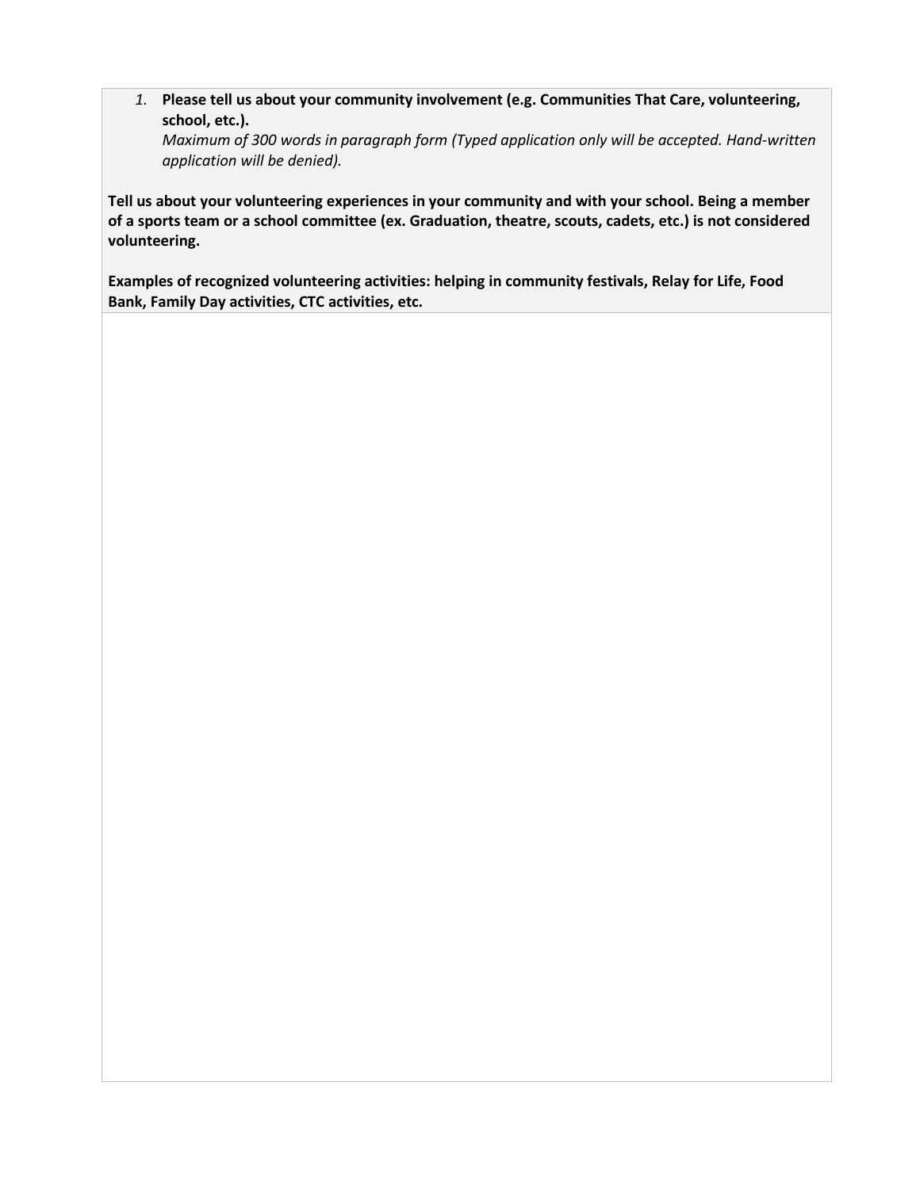1. **Please tell us about your community involvement (e.g. Communities That Care, volunteering, school, etc.).**
   *Maximum of 300 words in paragraph form (Typed application only will be accepted. Hand-written application will be denied).*

**Tell us about your volunteering experiences in your community and with your school. Being a member of a sports team or a school committee (ex. Graduation, theatre, scouts, cadets, etc.) is not considered volunteering.**

**Examples of recognized volunteering activities: helping in community festivals, Relay for Life, Food Bank, Family Day activities, CTC activities, etc.**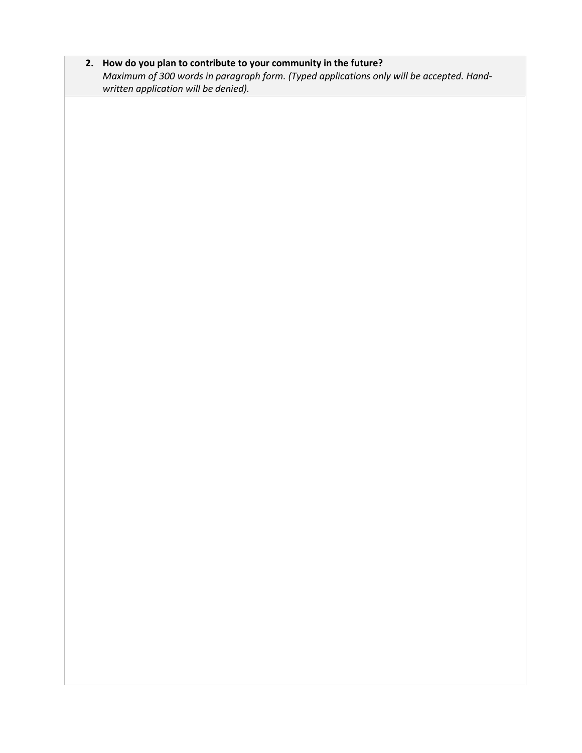2. **How do you plan to contribute to your community in the future?**
   *Maximum of 300 words in paragraph form. (Typed applications only will be accepted. Hand-written application will be denied).*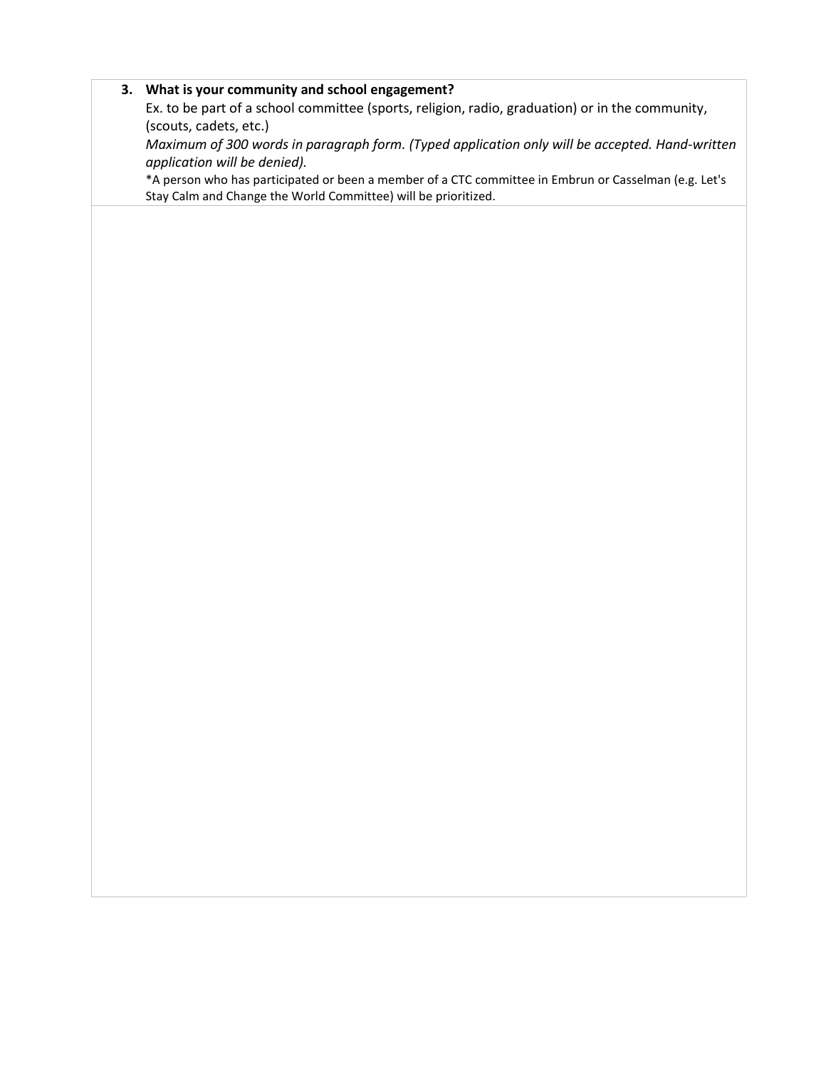**3. What is your community and school engagement?**

Ex. to be part of a school committee (sports, religion, radio, graduation) or in the community, (scouts, cadets, etc.)

*Maximum of 300 words in paragraph form. (Typed application only will be accepted. Hand-written application will be denied).*

*A person who has participated or been a member of a CTC committee in Embrun or Casselman (e.g. Let's Stay Calm and Change the World Committee) will be prioritized.